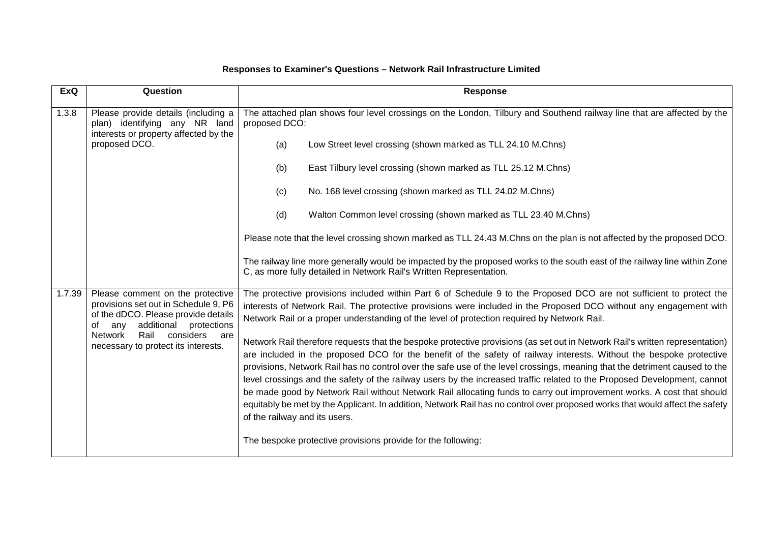**Responses to Examiner's Questions – Network Rail Infrastructure Limited**

| ExQ | Question | Response |
|---|---|---|
| 1.3.8 | Please provide details (including a plan) identifying any NR land interests or property affected by the proposed DCO. | The attached plan shows four level crossings on the London, Tilbury and Southend railway line that are affected by the proposed DCO:<br><br>(a) Low Street level crossing (shown marked as TLL 24.10 M.Chns)<br><br>(b) East Tilbury level crossing (shown marked as TLL 25.12 M.Chns)<br><br>(c) No. 168 level crossing (shown marked as TLL 24.02 M.Chns)<br><br>(d) Walton Common level crossing (shown marked as TLL 23.40 M.Chns)<br><br>Please note that the level crossing shown marked as TLL 24.43 M.Chns on the plan is not affected by the proposed DCO.<br><br>The railway line more generally would be impacted by the proposed works to the south east of the railway line within Zone C, as more fully detailed in Network Rail's Written Representation. |
| 1.7.39 | Please comment on the protective provisions set out in Schedule 9, P6 of the dDCO. Please provide details of any additional protections Network Rail considers are necessary to protect its interests. | The protective provisions included within Part 6 of Schedule 9 to the Proposed DCO are not sufficient to protect the interests of Network Rail. The protective provisions were included in the Proposed DCO without any engagement with Network Rail or a proper understanding of the level of protection required by Network Rail.<br><br>Network Rail therefore requests that the bespoke protective provisions (as set out in Network Rail's written representation) are included in the proposed DCO for the benefit of the safety of railway interests. Without the bespoke protective provisions, Network Rail has no control over the safe use of the level crossings, meaning that the detriment caused to the level crossings and the safety of the railway users by the increased traffic related to the Proposed Development, cannot be made good by Network Rail without Network Rail allocating funds to carry out improvement works. A cost that should equitably be met by the Applicant. In addition, Network Rail has no control over proposed works that would affect the safety of the railway and its users.<br><br>The bespoke protective provisions provide for the following: |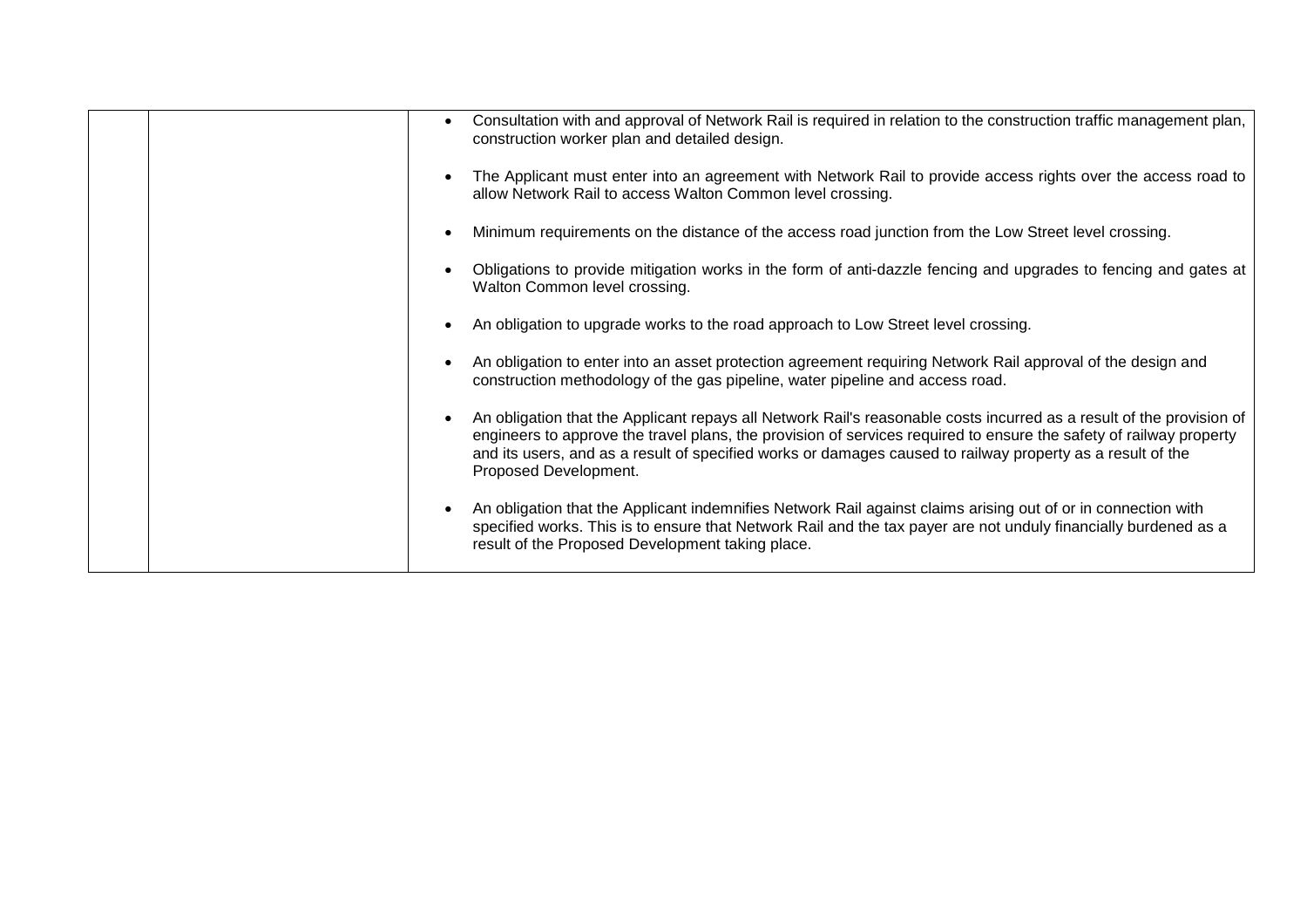| | | |
|---|---|---|
| | | • Consultation with and approval of Network Rail is required in relation to the construction traffic management plan, construction worker plan and detailed design.<br><br>• The Applicant must enter into an agreement with Network Rail to provide access rights over the access road to allow Network Rail to access Walton Common level crossing.<br><br>• Minimum requirements on the distance of the access road junction from the Low Street level crossing.<br><br>• Obligations to provide mitigation works in the form of anti-dazzle fencing and upgrades to fencing and gates at Walton Common level crossing.<br><br>• An obligation to upgrade works to the road approach to Low Street level crossing.<br><br>• An obligation to enter into an asset protection agreement requiring Network Rail approval of the design and construction methodology of the gas pipeline, water pipeline and access road.<br><br>• An obligation that the Applicant repays all Network Rail's reasonable costs incurred as a result of the provision of engineers to approve the travel plans, the provision of services required to ensure the safety of railway property and its users, and as a result of specified works or damages caused to railway property as a result of the Proposed Development.<br><br>• An obligation that the Applicant indemnifies Network Rail against claims arising out of or in connection with specified works. This is to ensure that Network Rail and the tax payer are not unduly financially burdened as a result of the Proposed Development taking place. |